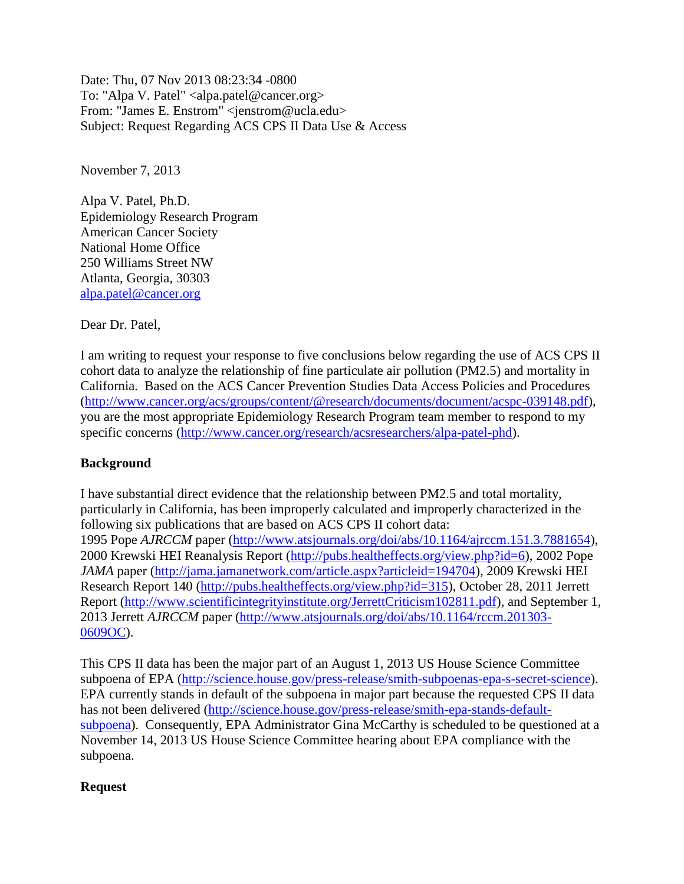Date: Thu, 07 Nov 2013 08:23:34 -0800
To: "Alpa V. Patel" <alpa.patel@cancer.org>
From: "James E. Enstrom" <jenstrom@ucla.edu>
Subject: Request Regarding ACS CPS II Data Use & Access

November 7, 2013

Alpa V. Patel, Ph.D.
Epidemiology Research Program
American Cancer Society
National Home Office
250 Williams Street NW
Atlanta, Georgia, 30303
alpa.patel@cancer.org

Dear Dr. Patel,

I am writing to request your response to five conclusions below regarding the use of ACS CPS II cohort data to analyze the relationship of fine particulate air pollution (PM2.5) and mortality in California. Based on the ACS Cancer Prevention Studies Data Access Policies and Procedures (http://www.cancer.org/acs/groups/content/@research/documents/document/acspc-039148.pdf), you are the most appropriate Epidemiology Research Program team member to respond to my specific concerns (http://www.cancer.org/research/acsresearchers/alpa-patel-phd).

**Background**

I have substantial direct evidence that the relationship between PM2.5 and total mortality, particularly in California, has been improperly calculated and improperly characterized in the following six publications that are based on ACS CPS II cohort data:
1995 Pope *AJRCCM* paper (http://www.atsjournals.org/doi/abs/10.1164/ajrccm.151.3.7881654), 2000 Krewski HEI Reanalysis Report (http://pubs.healtheffects.org/view.php?id=6), 2002 Pope *JAMA* paper (http://jama.jamanetwork.com/article.aspx?articleid=194704), 2009 Krewski HEI Research Report 140 (http://pubs.healtheffects.org/view.php?id=315), October 28, 2011 Jerrett Report (http://www.scientificintegrityinstitute.org/JerrettCriticism102811.pdf), and September 1, 2013 Jerrett *AJRCCM* paper (http://www.atsjournals.org/doi/abs/10.1164/rccm.201303-0609OC).

This CPS II data has been the major part of an August 1, 2013 US House Science Committee subpoena of EPA (http://science.house.gov/press-release/smith-subpoenas-epa-s-secret-science). EPA currently stands in default of the subpoena in major part because the requested CPS II data has not been delivered (http://science.house.gov/press-release/smith-epa-stands-default-subpoena). Consequently, EPA Administrator Gina McCarthy is scheduled to be questioned at a November 14, 2013 US House Science Committee hearing about EPA compliance with the subpoena.

**Request**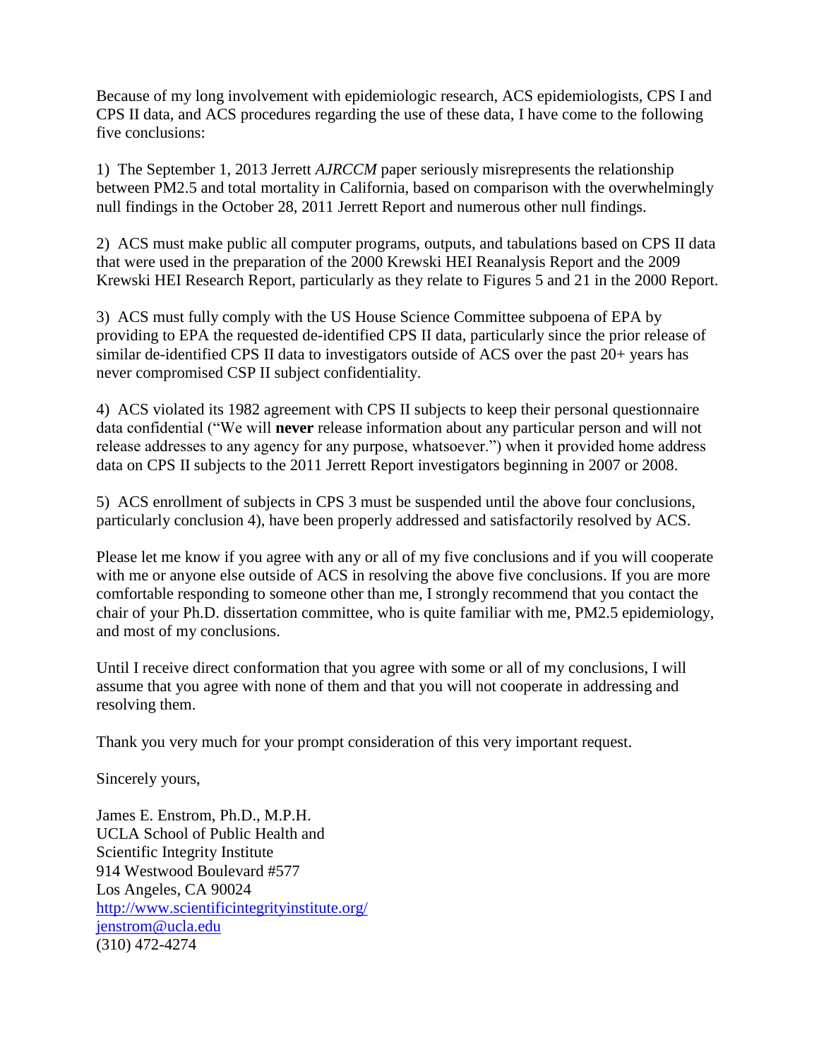Because of my long involvement with epidemiologic research, ACS epidemiologists, CPS I and CPS II data, and ACS procedures regarding the use of these data, I have come to the following five conclusions:

1) The September 1, 2013 Jerrett *AJRCCM* paper seriously misrepresents the relationship between PM2.5 and total mortality in California, based on comparison with the overwhelmingly null findings in the October 28, 2011 Jerrett Report and numerous other null findings.

2) ACS must make public all computer programs, outputs, and tabulations based on CPS II data that were used in the preparation of the 2000 Krewski HEI Reanalysis Report and the 2009 Krewski HEI Research Report, particularly as they relate to Figures 5 and 21 in the 2000 Report.

3) ACS must fully comply with the US House Science Committee subpoena of EPA by providing to EPA the requested de-identified CPS II data, particularly since the prior release of similar de-identified CPS II data to investigators outside of ACS over the past 20+ years has never compromised CSP II subject confidentiality.

4) ACS violated its 1982 agreement with CPS II subjects to keep their personal questionnaire data confidential ("We will **never** release information about any particular person and will not release addresses to any agency for any purpose, whatsoever.") when it provided home address data on CPS II subjects to the 2011 Jerrett Report investigators beginning in 2007 or 2008.

5) ACS enrollment of subjects in CPS 3 must be suspended until the above four conclusions, particularly conclusion 4), have been properly addressed and satisfactorily resolved by ACS.

Please let me know if you agree with any or all of my five conclusions and if you will cooperate with me or anyone else outside of ACS in resolving the above five conclusions. If you are more comfortable responding to someone other than me, I strongly recommend that you contact the chair of your Ph.D. dissertation committee, who is quite familiar with me, PM2.5 epidemiology, and most of my conclusions.

Until I receive direct conformation that you agree with some or all of my conclusions, I will assume that you agree with none of them and that you will not cooperate in addressing and resolving them.

Thank you very much for your prompt consideration of this very important request.

Sincerely yours,

James E. Enstrom, Ph.D., M.P.H.
UCLA School of Public Health and
Scientific Integrity Institute
914 Westwood Boulevard #577
Los Angeles, CA 90024
http://www.scientificintegrityinstitute.org/
jenstrom@ucla.edu
(310) 472-4274